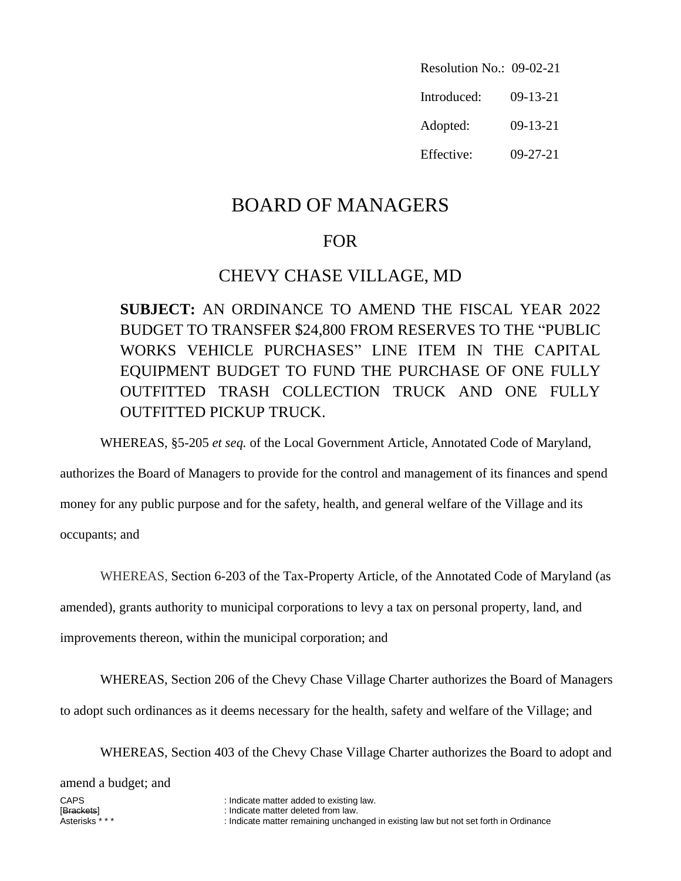Resolution No.: 09-02-21

Introduced: 09-13-21

Adopted: 09-13-21

Effective: 09-27-21

# BOARD OF MANAGERS

## FOR

## CHEVY CHASE VILLAGE, MD

**SUBJECT:** AN ORDINANCE TO AMEND THE FISCAL YEAR 2022 BUDGET TO TRANSFER $24,800 FROM RESERVES TO THE "PUBLIC WORKS VEHICLE PURCHASES" LINE ITEM IN THE CAPITAL EQUIPMENT BUDGET TO FUND THE PURCHASE OF ONE FULLY OUTFITTED TRASH COLLECTION TRUCK AND ONE FULLY OUTFITTED PICKUP TRUCK.

WHEREAS, §5-205 *et seq.* of the Local Government Article, Annotated Code of Maryland, authorizes the Board of Managers to provide for the control and management of its finances and spend money for any public purpose and for the safety, health, and general welfare of the Village and its occupants; and

WHEREAS, Section 6-203 of the Tax-Property Article, of the Annotated Code of Maryland (as amended), grants authority to municipal corporations to levy a tax on personal property, land, and improvements thereon, within the municipal corporation; and

WHEREAS, Section 206 of the Chevy Chase Village Charter authorizes the Board of Managers to adopt such ordinances as it deems necessary for the health, safety and welfare of the Village; and

WHEREAS, Section 403 of the Chevy Chase Village Charter authorizes the Board to adopt and amend a budget; and

CAPS : Indicate matter added to existing law.
[~~Brackets~~] : Indicate matter deleted from law.
Asterisks * * * : Indicate matter remaining unchanged in existing law but not set forth in Ordinance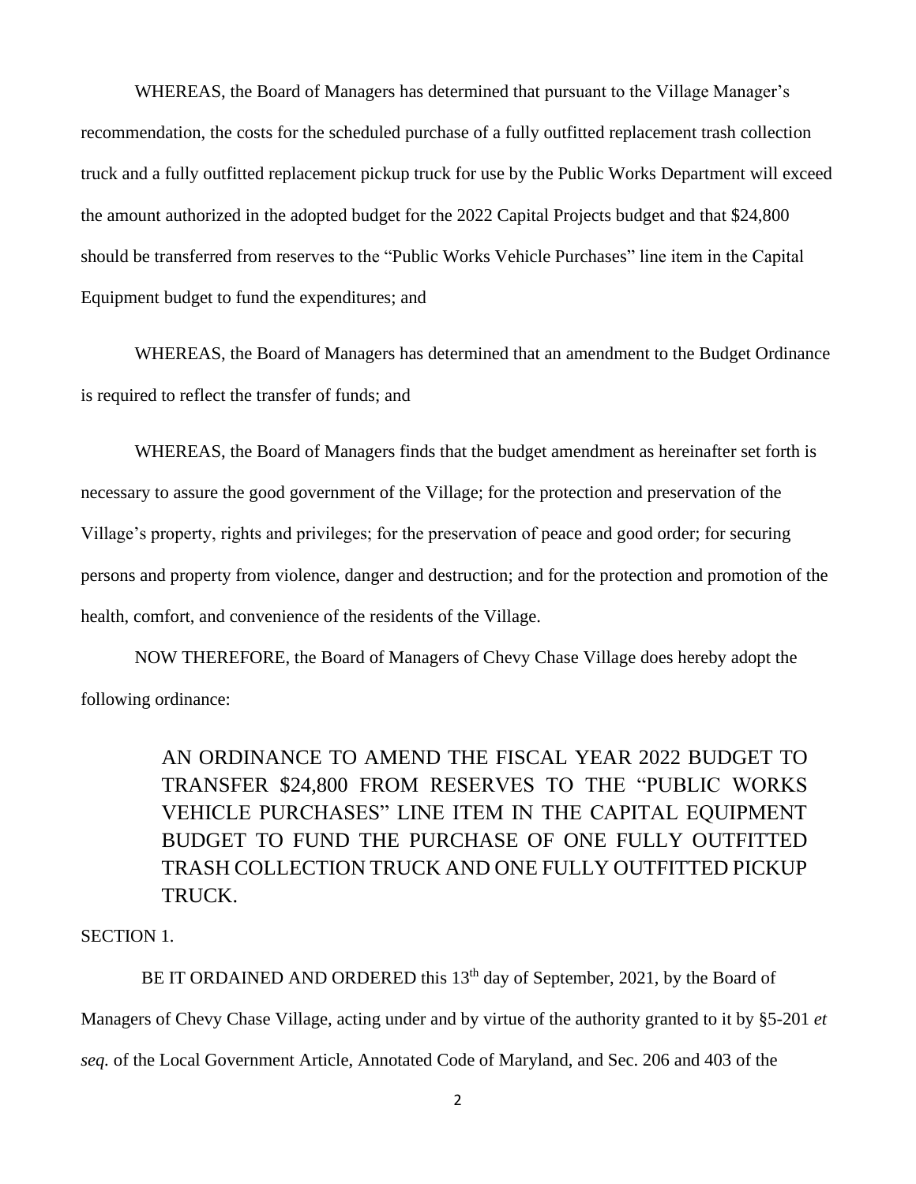WHEREAS, the Board of Managers has determined that pursuant to the Village Manager's recommendation, the costs for the scheduled purchase of a fully outfitted replacement trash collection truck and a fully outfitted replacement pickup truck for use by the Public Works Department will exceed the amount authorized in the adopted budget for the 2022 Capital Projects budget and that $24,800 should be transferred from reserves to the "Public Works Vehicle Purchases" line item in the Capital Equipment budget to fund the expenditures; and

WHEREAS, the Board of Managers has determined that an amendment to the Budget Ordinance is required to reflect the transfer of funds; and

WHEREAS, the Board of Managers finds that the budget amendment as hereinafter set forth is necessary to assure the good government of the Village; for the protection and preservation of the Village's property, rights and privileges; for the preservation of peace and good order; for securing persons and property from violence, danger and destruction; and for the protection and promotion of the health, comfort, and convenience of the residents of the Village.

NOW THEREFORE, the Board of Managers of Chevy Chase Village does hereby adopt the following ordinance:

> AN ORDINANCE TO AMEND THE FISCAL YEAR 2022 BUDGET TO TRANSFER $24,800 FROM RESERVES TO THE "PUBLIC WORKS VEHICLE PURCHASES" LINE ITEM IN THE CAPITAL EQUIPMENT BUDGET TO FUND THE PURCHASE OF ONE FULLY OUTFITTED TRASH COLLECTION TRUCK AND ONE FULLY OUTFITTED PICKUP TRUCK.

SECTION 1.

BE IT ORDAINED AND ORDERED this 13th day of September, 2021, by the Board of Managers of Chevy Chase Village, acting under and by virtue of the authority granted to it by §5-201 *et seq.* of the Local Government Article, Annotated Code of Maryland, and Sec. 206 and 403 of the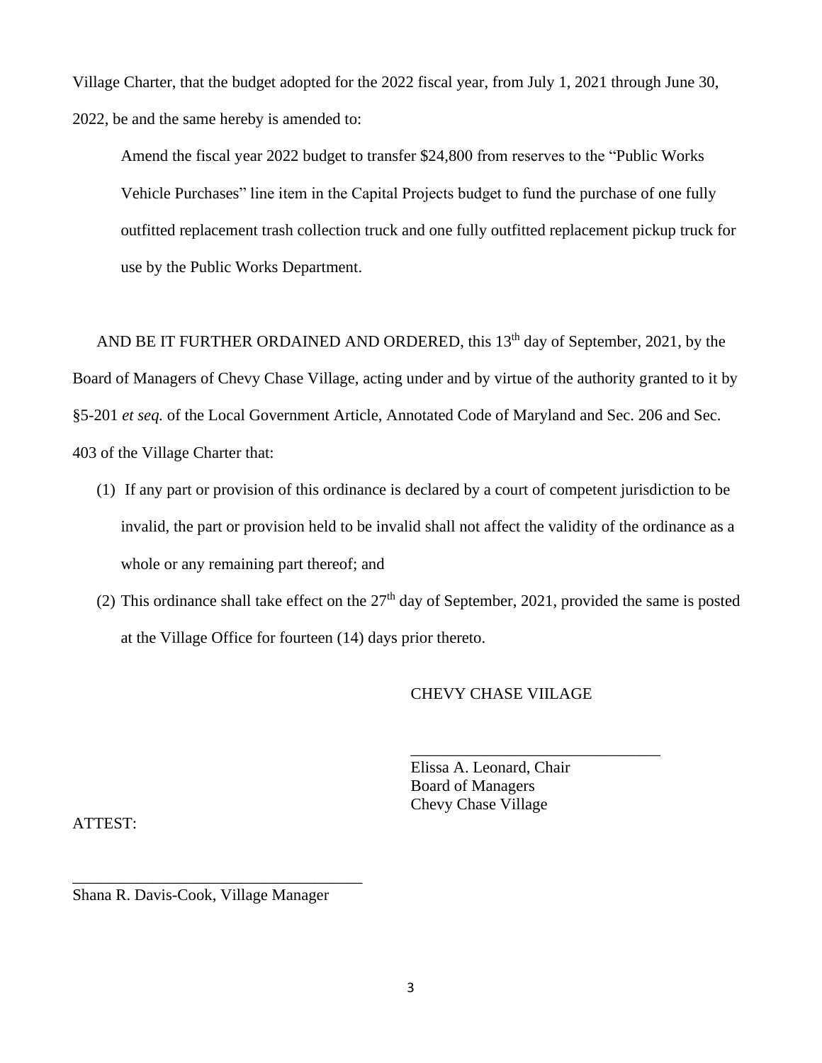Village Charter, that the budget adopted for the 2022 fiscal year, from July 1, 2021 through June 30, 2022, be and the same hereby is amended to:

> Amend the fiscal year 2022 budget to transfer $24,800 from reserves to the "Public Works Vehicle Purchases" line item in the Capital Projects budget to fund the purchase of one fully outfitted replacement trash collection truck and one fully outfitted replacement pickup truck for use by the Public Works Department.

AND BE IT FURTHER ORDAINED AND ORDERED, this 13th day of September, 2021, by the Board of Managers of Chevy Chase Village, acting under and by virtue of the authority granted to it by §5-201 *et seq.* of the Local Government Article, Annotated Code of Maryland and Sec. 206 and Sec. 403 of the Village Charter that:

(1) If any part or provision of this ordinance is declared by a court of competent jurisdiction to be invalid, the part or provision held to be invalid shall not affect the validity of the ordinance as a whole or any remaining part thereof; and

(2) This ordinance shall take effect on the 27th day of September, 2021, provided the same is posted at the Village Office for fourteen (14) days prior thereto.

CHEVY CHASE VIILAGE

______________________________
Elissa A. Leonard, Chair
Board of Managers
Chevy Chase Village

ATTEST:

___________________________________
Shana R. Davis-Cook, Village Manager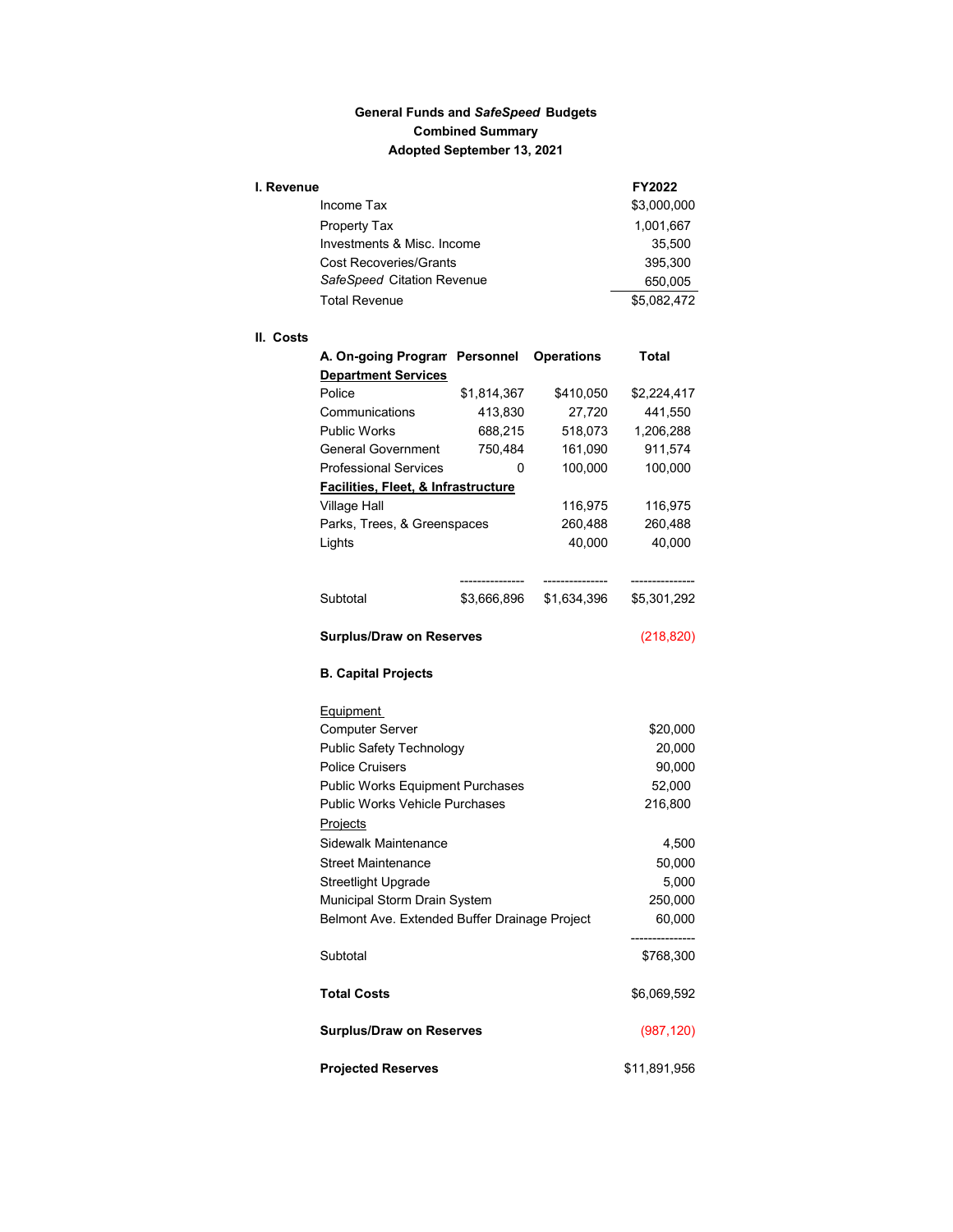**General Funds and *SafeSpeed* Budgets**
**Combined Summary**
**Adopted September 13, 2021**

**I. Revenue**

| | FY2022 |
|---|---|
| Income Tax | $3,000,000 |
| Property Tax | 1,001,667 |
| Investments & Misc. Income | 35,500 |
| Cost Recoveries/Grants | 395,300 |
| *SafeSpeed* Citation Revenue | 650,005 |
| Total Revenue | $5,082,472 |

**II. Costs**

| A. On-going Program | Personnel | Operations | Total |
|---|---|---|---|
| **Department Services** | | | |
| Police | $1,814,367 | $410,050 | $2,224,417 |
| Communications | 413,830 | 27,720 | 441,550 |
| Public Works | 688,215 | 518,073 | 1,206,288 |
| General Government | 750,484 | 161,090 | 911,574 |
| Professional Services | 0 | 100,000 | 100,000 |
| **Facilities, Fleet, & Infrastructure** | | | |
| Village Hall | | 116,975 | 116,975 |
| Parks, Trees, & Greenspaces | | 260,488 | 260,488 |
| Lights | | 40,000 | 40,000 |
| Subtotal | $3,666,896 | $1,634,396 | $5,301,292 |
| **Surplus/Draw on Reserves** | | | (218,820) |

**B. Capital Projects**

| | |
|---|---|
| Equipment | |
| Computer Server | $20,000 |
| Public Safety Technology | 20,000 |
| Police Cruisers | 90,000 |
| Public Works Equipment Purchases | 52,000 |
| Public Works Vehicle Purchases | 216,800 |
| Projects | |
| Sidewalk Maintenance | 4,500 |
| Street Maintenance | 50,000 |
| Streetlight Upgrade | 5,000 |
| Municipal Storm Drain System | 250,000 |
| Belmont Ave. Extended Buffer Drainage Project | 60,000 |
| Subtotal | $768,300 |
| **Total Costs** | $6,069,592 |
| **Surplus/Draw on Reserves** | (987,120) |
| **Projected Reserves** | $11,891,956 |